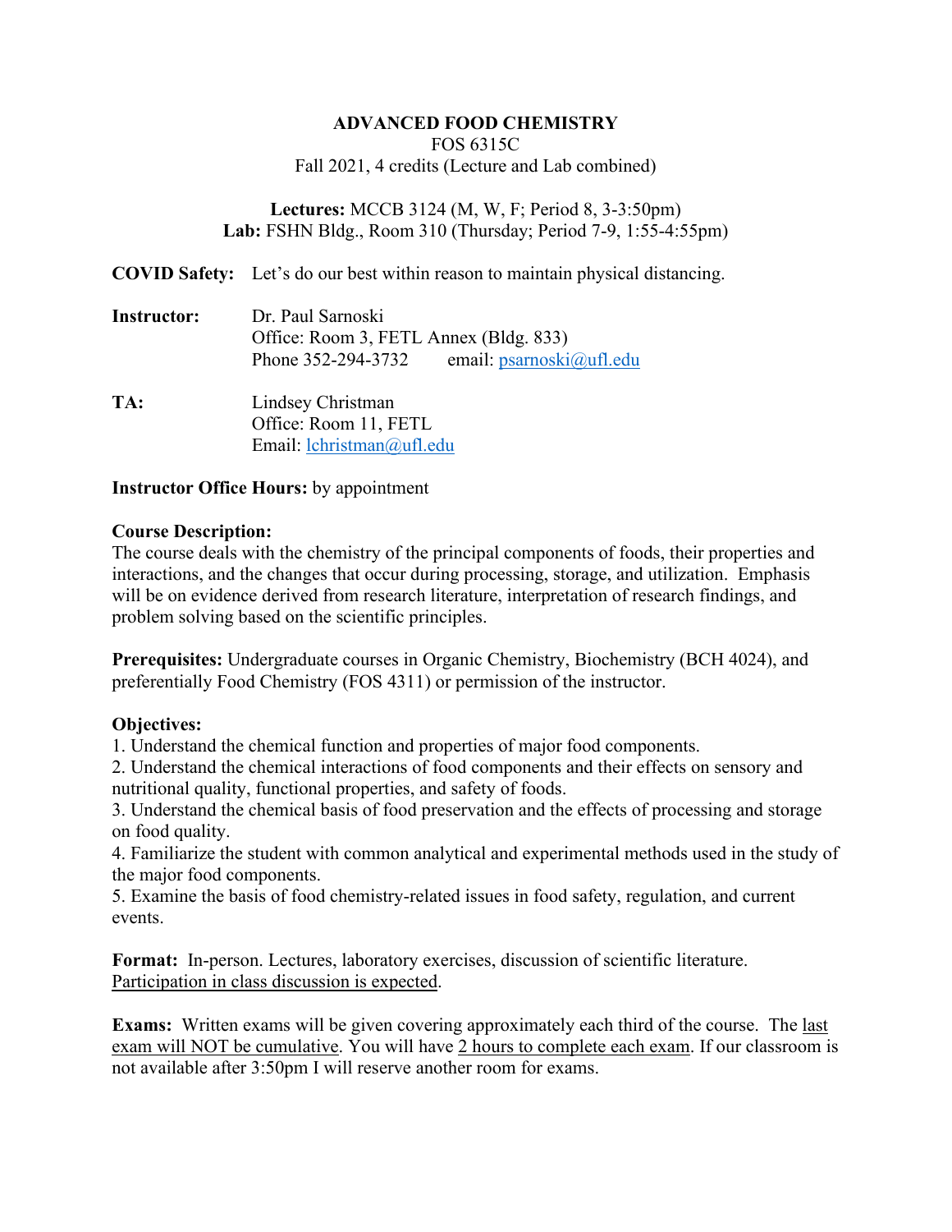# ADVANCED FOOD CHEMISTRY

FOS 6315C

Fall 2021, 4 credits (Lecture and Lab combined)

**Lectures:** MCCB 3124 (M, W, F; Period 8, 3-3:50pm)
**Lab:** FSHN Bldg., Room 310 (Thursday; Period 7-9, 1:55-4:55pm)

**COVID Safety:** Let's do our best within reason to maintain physical distancing.

**Instructor:** Dr. Paul Sarnoski
Office: Room 3, FETL Annex (Bldg. 833)
Phone 352-294-3732 email: psarnoski@ufl.edu

**TA:** Lindsey Christman
Office: Room 11, FETL
Email: lchristman@ufl.edu

**Instructor Office Hours:** by appointment

**Course Description:**
The course deals with the chemistry of the principal components of foods, their properties and interactions, and the changes that occur during processing, storage, and utilization. Emphasis will be on evidence derived from research literature, interpretation of research findings, and problem solving based on the scientific principles.

**Prerequisites:** Undergraduate courses in Organic Chemistry, Biochemistry (BCH 4024), and preferentially Food Chemistry (FOS 4311) or permission of the instructor.

**Objectives:**
1. Understand the chemical function and properties of major food components.
2. Understand the chemical interactions of food components and their effects on sensory and nutritional quality, functional properties, and safety of foods.
3. Understand the chemical basis of food preservation and the effects of processing and storage on food quality.
4. Familiarize the student with common analytical and experimental methods used in the study of the major food components.
5. Examine the basis of food chemistry-related issues in food safety, regulation, and current events.

**Format:** In-person. Lectures, laboratory exercises, discussion of scientific literature. Participation in class discussion is expected.

**Exams:** Written exams will be given covering approximately each third of the course. The last exam will NOT be cumulative. You will have 2 hours to complete each exam. If our classroom is not available after 3:50pm I will reserve another room for exams.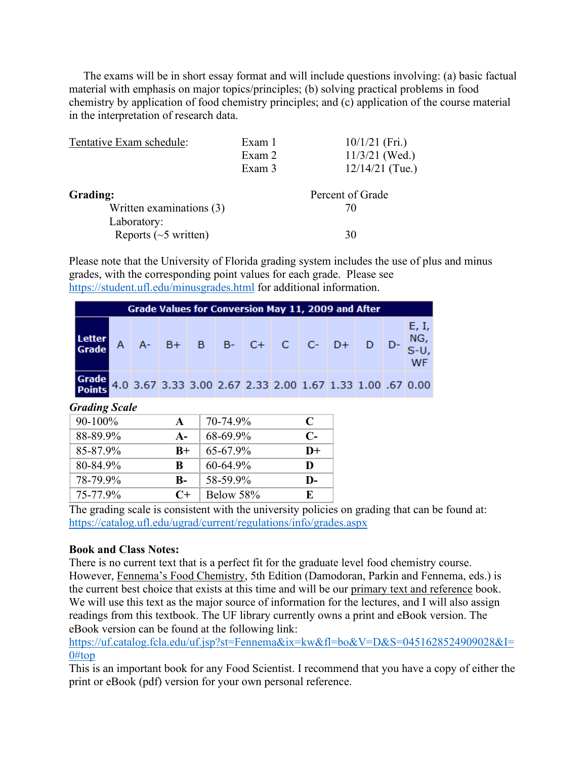The exams will be in short essay format and will include questions involving: (a) basic factual material with emphasis on major topics/principles; (b) solving practical problems in food chemistry by application of food chemistry principles; and (c) application of the course material in the interpretation of research data.

| Tentative Exam schedule: | | |
|---|---|---|
| | Exam 1 | 10/1/21 (Fri.) |
| | Exam 2 | 11/3/21 (Wed.) |
| | Exam 3 | 12/14/21 (Tue.) |

| **Grading:** | Percent of Grade |
|---|---|
| Written examinations (3) | 70 |
| Laboratory: | |
| Reports (~5 written) | 30 |

Please note that the University of Florida grading system includes the use of plus and minus grades, with the corresponding point values for each grade. Please see https://student.ufl.edu/minusgrades.html for additional information.

| Grade Values for Conversion May 11, 2009 and After | | | | | | | | | | | | |
|---|---|---|---|---|---|---|---|---|---|---|---|---|
| Letter Grade | A | A- | B+ | B | B- | C+ | C | C- | D+ | D | D- | E, I, NG, S-U, WF |
| Grade Points | 4.0 | 3.67 | 3.33 | 3.00 | 2.67 | 2.33 | 2.00 | 1.67 | 1.33 | 1.00 | .67 | 0.00 |

***Grading Scale***

| | | | |
|---|---|---|---|
| 90-100% | **A** | 70-74.9% | **C** |
| 88-89.9% | **A-** | 68-69.9% | **C-** |
| 85-87.9% | **B+** | 65-67.9% | **D+** |
| 80-84.9% | **B** | 60-64.9% | **D** |
| 78-79.9% | **B-** | 58-59.9% | **D-** |
| 75-77.9% | **C+** | Below 58% | **E** |

The grading scale is consistent with the university policies on grading that can be found at: https://catalog.ufl.edu/ugrad/current/regulations/info/grades.aspx

**Book and Class Notes:**

There is no current text that is a perfect fit for the graduate level food chemistry course. However, Fennema's Food Chemistry, 5th Edition (Damodoran, Parkin and Fennema, eds.) is the current best choice that exists at this time and will be our primary text and reference book. We will use this text as the major source of information for the lectures, and I will also assign readings from this textbook. The UF library currently owns a print and eBook version. The eBook version can be found at the following link: https://uf.catalog.fcla.edu/uf.jsp?st=Fennema&ix=kw&fl=bo&V=D&S=0451628524909028&I=0#top

This is an important book for any Food Scientist. I recommend that you have a copy of either the print or eBook (pdf) version for your own personal reference.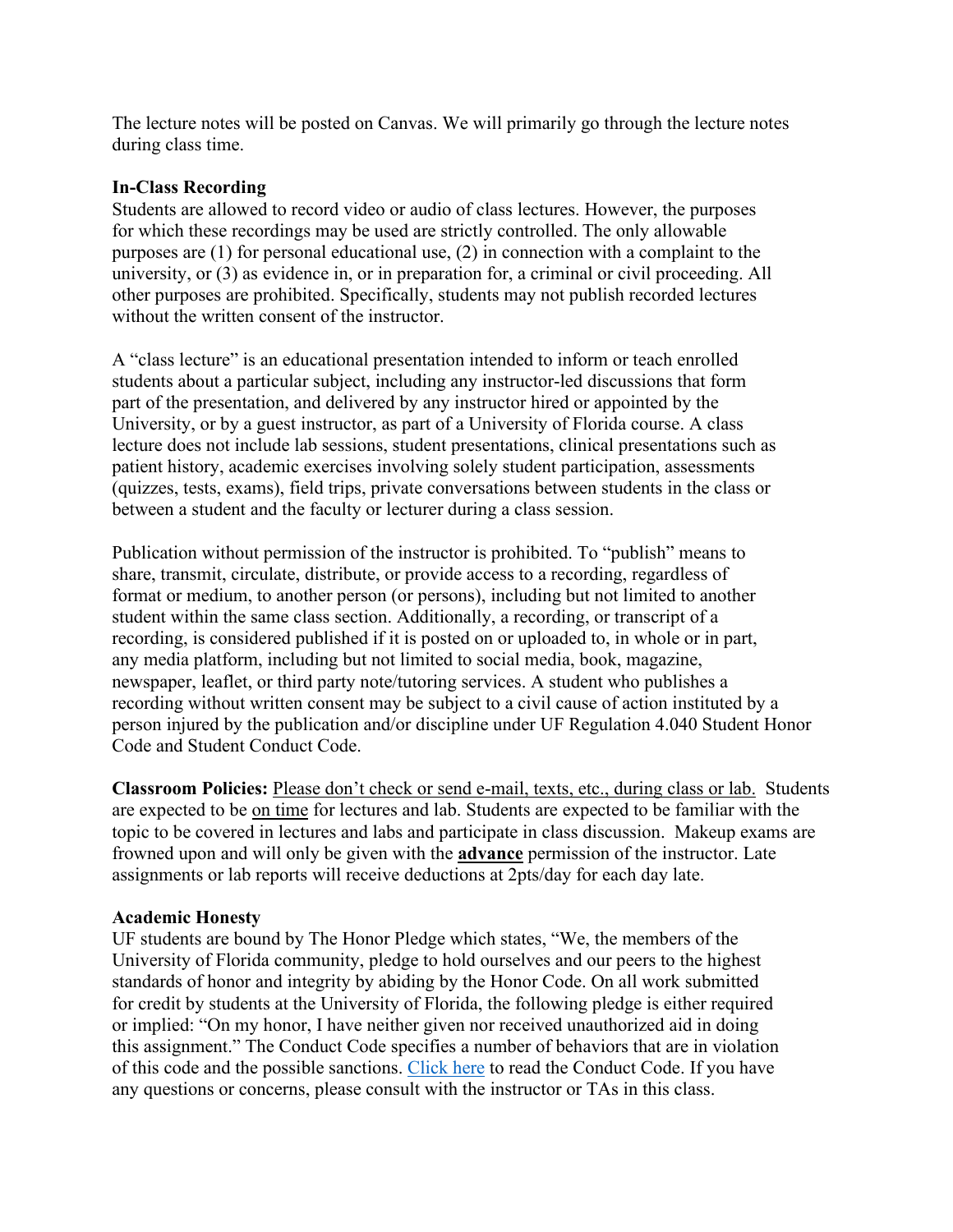The lecture notes will be posted on Canvas. We will primarily go through the lecture notes during class time.

**In-Class Recording**

Students are allowed to record video or audio of class lectures. However, the purposes for which these recordings may be used are strictly controlled. The only allowable purposes are (1) for personal educational use, (2) in connection with a complaint to the university, or (3) as evidence in, or in preparation for, a criminal or civil proceeding. All other purposes are prohibited. Specifically, students may not publish recorded lectures without the written consent of the instructor.

A "class lecture" is an educational presentation intended to inform or teach enrolled students about a particular subject, including any instructor-led discussions that form part of the presentation, and delivered by any instructor hired or appointed by the University, or by a guest instructor, as part of a University of Florida course. A class lecture does not include lab sessions, student presentations, clinical presentations such as patient history, academic exercises involving solely student participation, assessments (quizzes, tests, exams), field trips, private conversations between students in the class or between a student and the faculty or lecturer during a class session.

Publication without permission of the instructor is prohibited. To "publish" means to share, transmit, circulate, distribute, or provide access to a recording, regardless of format or medium, to another person (or persons), including but not limited to another student within the same class section. Additionally, a recording, or transcript of a recording, is considered published if it is posted on or uploaded to, in whole or in part, any media platform, including but not limited to social media, book, magazine, newspaper, leaflet, or third party note/tutoring services. A student who publishes a recording without written consent may be subject to a civil cause of action instituted by a person injured by the publication and/or discipline under UF Regulation 4.040 Student Honor Code and Student Conduct Code.

**Classroom Policies:** Please don't check or send e-mail, texts, etc., during class or lab. Students are expected to be on time for lectures and lab. Students are expected to be familiar with the topic to be covered in lectures and labs and participate in class discussion. Makeup exams are frowned upon and will only be given with the **advance** permission of the instructor. Late assignments or lab reports will receive deductions at 2pts/day for each day late.

**Academic Honesty**

UF students are bound by The Honor Pledge which states, "We, the members of the University of Florida community, pledge to hold ourselves and our peers to the highest standards of honor and integrity by abiding by the Honor Code. On all work submitted for credit by students at the University of Florida, the following pledge is either required or implied: "On my honor, I have neither given nor received unauthorized aid in doing this assignment." The Conduct Code specifies a number of behaviors that are in violation of this code and the possible sanctions. Click here to read the Conduct Code. If you have any questions or concerns, please consult with the instructor or TAs in this class.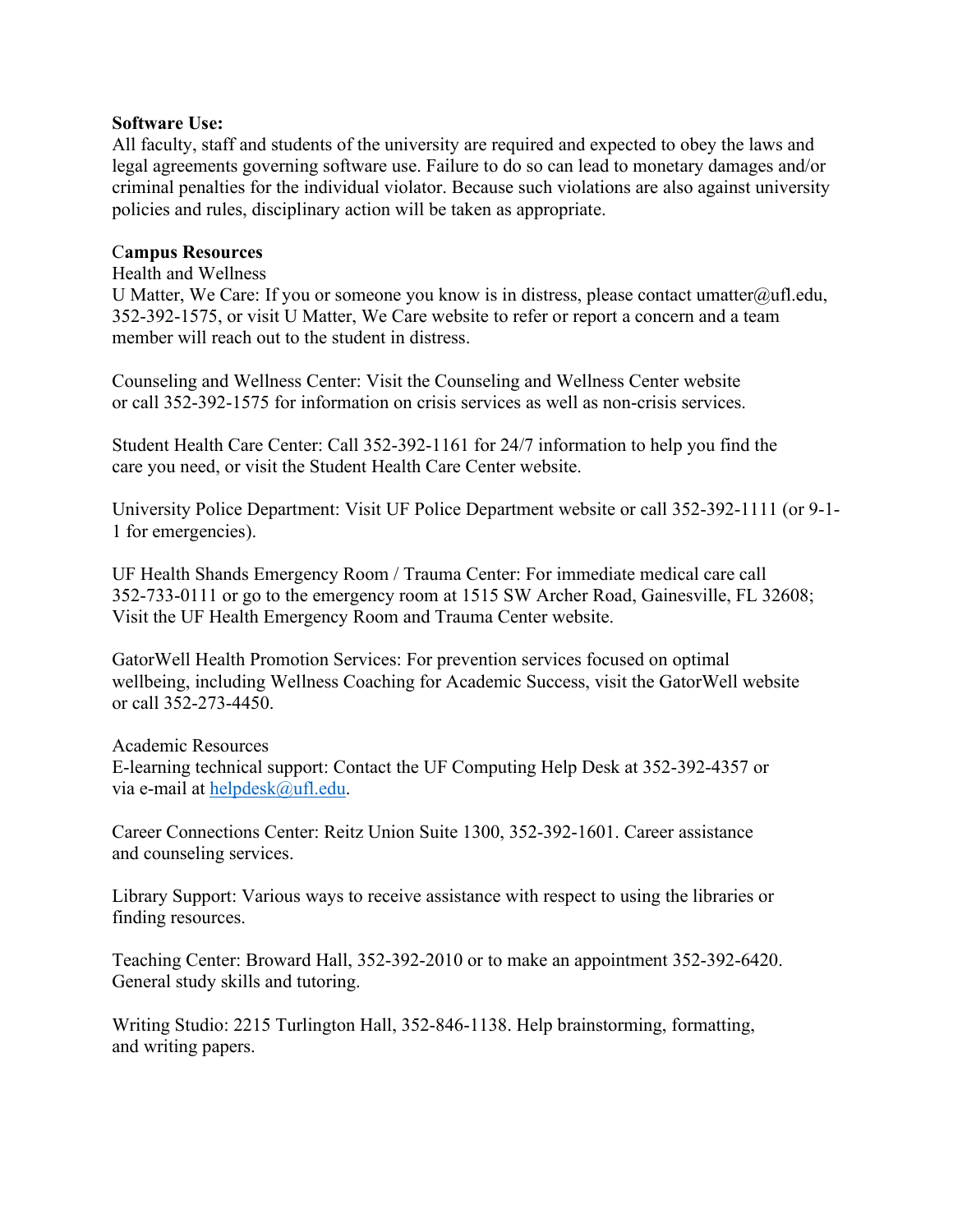**Software Use:**
All faculty, staff and students of the university are required and expected to obey the laws and legal agreements governing software use. Failure to do so can lead to monetary damages and/or criminal penalties for the individual violator. Because such violations are also against university policies and rules, disciplinary action will be taken as appropriate.

**Campus Resources**
Health and Wellness
U Matter, We Care: If you or someone you know is in distress, please contact umatter@ufl.edu, 352-392-1575, or visit U Matter, We Care website to refer or report a concern and a team member will reach out to the student in distress.

Counseling and Wellness Center: Visit the Counseling and Wellness Center website or call 352-392-1575 for information on crisis services as well as non-crisis services.

Student Health Care Center: Call 352-392-1161 for 24/7 information to help you find the care you need, or visit the Student Health Care Center website.

University Police Department: Visit UF Police Department website or call 352-392-1111 (or 9-1-1 for emergencies).

UF Health Shands Emergency Room / Trauma Center: For immediate medical care call 352-733-0111 or go to the emergency room at 1515 SW Archer Road, Gainesville, FL 32608; Visit the UF Health Emergency Room and Trauma Center website.

GatorWell Health Promotion Services: For prevention services focused on optimal wellbeing, including Wellness Coaching for Academic Success, visit the GatorWell website or call 352-273-4450.

Academic Resources
E-learning technical support: Contact the UF Computing Help Desk at 352-392-4357 or via e-mail at helpdesk@ufl.edu.

Career Connections Center: Reitz Union Suite 1300, 352-392-1601. Career assistance and counseling services.

Library Support: Various ways to receive assistance with respect to using the libraries or finding resources.

Teaching Center: Broward Hall, 352-392-2010 or to make an appointment 352-392-6420. General study skills and tutoring.

Writing Studio: 2215 Turlington Hall, 352-846-1138. Help brainstorming, formatting, and writing papers.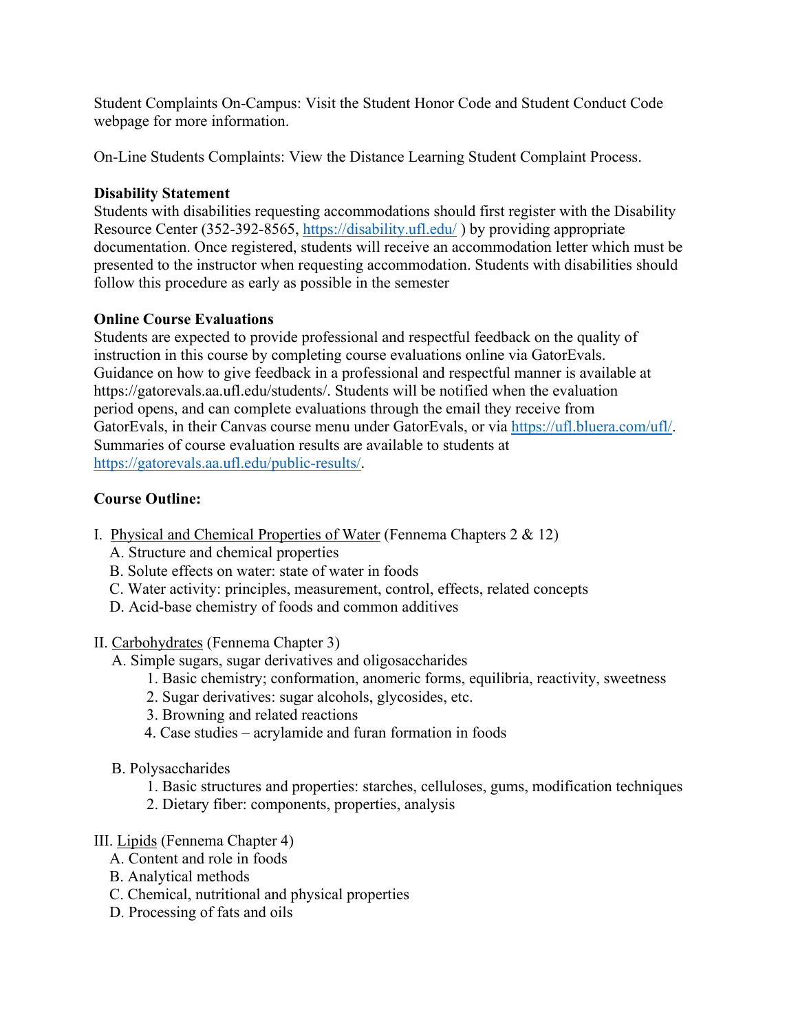Student Complaints On-Campus: Visit the Student Honor Code and Student Conduct Code webpage for more information.

On-Line Students Complaints: View the Distance Learning Student Complaint Process.

**Disability Statement**
Students with disabilities requesting accommodations should first register with the Disability Resource Center (352-392-8565, https://disability.ufl.edu/ ) by providing appropriate documentation. Once registered, students will receive an accommodation letter which must be presented to the instructor when requesting accommodation. Students with disabilities should follow this procedure as early as possible in the semester

**Online Course Evaluations**
Students are expected to provide professional and respectful feedback on the quality of instruction in this course by completing course evaluations online via GatorEvals. Guidance on how to give feedback in a professional and respectful manner is available at https://gatorevals.aa.ufl.edu/students/. Students will be notified when the evaluation period opens, and can complete evaluations through the email they receive from GatorEvals, in their Canvas course menu under GatorEvals, or via https://ufl.bluera.com/ufl/. Summaries of course evaluation results are available to students at https://gatorevals.aa.ufl.edu/public-results/.

**Course Outline:**

I. Physical and Chemical Properties of Water (Fennema Chapters 2 & 12)
   A. Structure and chemical properties
   B. Solute effects on water: state of water in foods
   C. Water activity: principles, measurement, control, effects, related concepts
   D. Acid-base chemistry of foods and common additives

II. Carbohydrates (Fennema Chapter 3)
   A. Simple sugars, sugar derivatives and oligosaccharides
      1. Basic chemistry; conformation, anomeric forms, equilibria, reactivity, sweetness
      2. Sugar derivatives: sugar alcohols, glycosides, etc.
      3. Browning and related reactions
      4. Case studies – acrylamide and furan formation in foods

   B. Polysaccharides
      1. Basic structures and properties: starches, celluloses, gums, modification techniques
      2. Dietary fiber: components, properties, analysis

III. Lipids (Fennema Chapter 4)
   A. Content and role in foods
   B. Analytical methods
   C. Chemical, nutritional and physical properties
   D. Processing of fats and oils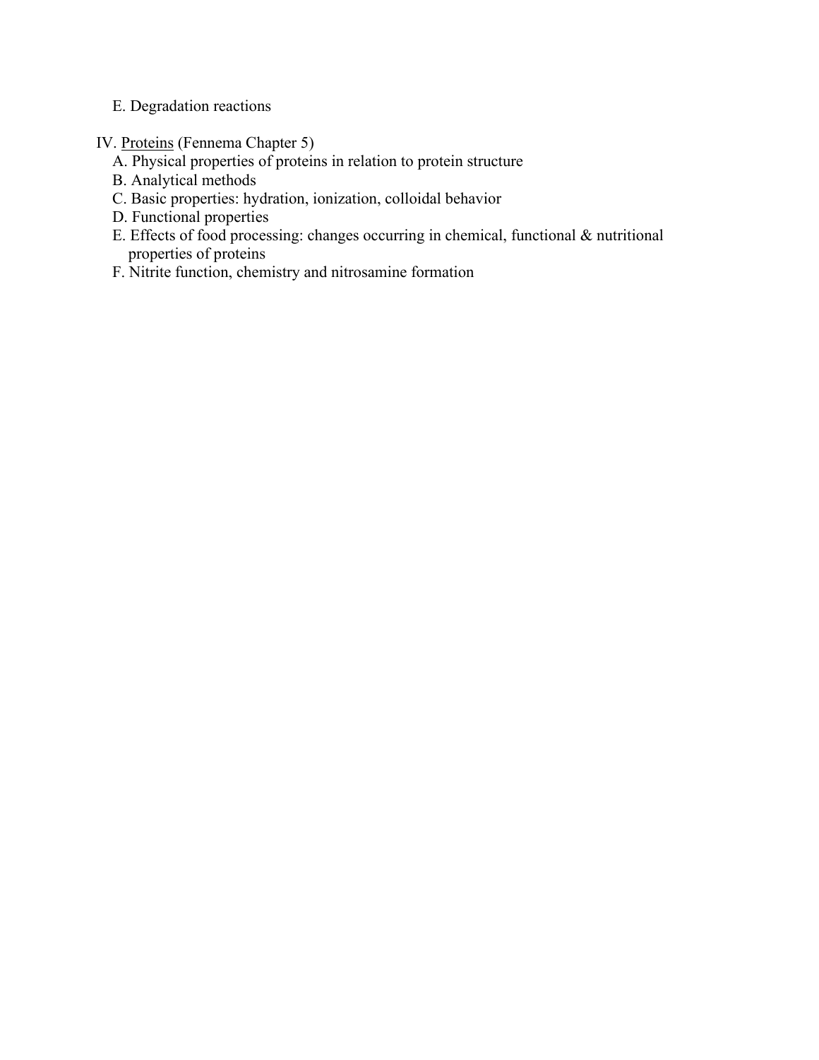E. Degradation reactions

IV. <u>Proteins</u> (Fennema Chapter 5)

A. Physical properties of proteins in relation to protein structure

B. Analytical methods

C. Basic properties: hydration, ionization, colloidal behavior

D. Functional properties

E. Effects of food processing: changes occurring in chemical, functional & nutritional properties of proteins

F. Nitrite function, chemistry and nitrosamine formation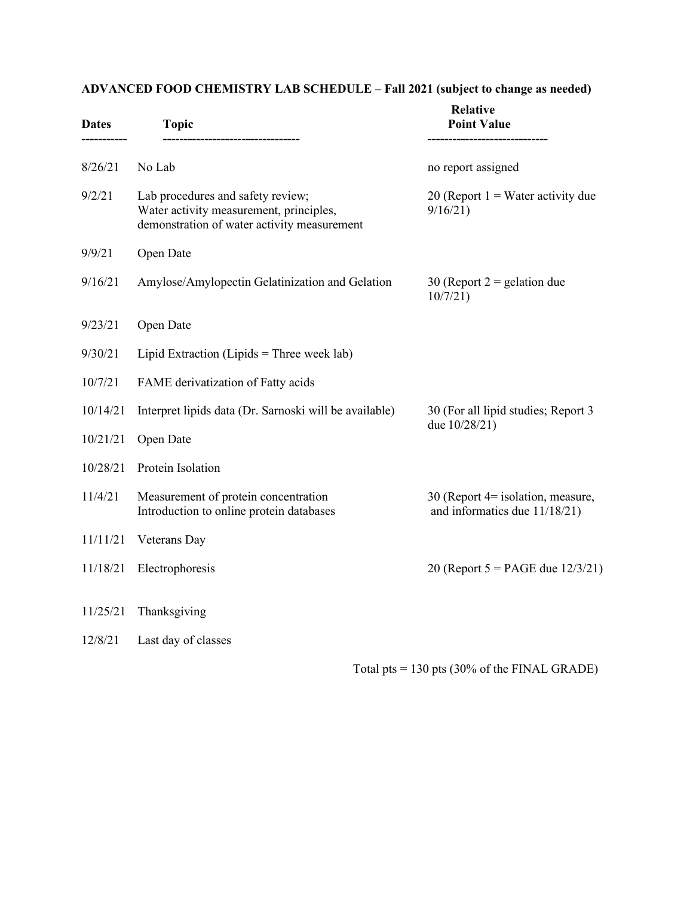**ADVANCED FOOD CHEMISTRY LAB SCHEDULE – Fall 2021 (subject to change as needed)**

| Dates | Topic | Relative Point Value |
|---|---|---|
| 8/26/21 | No Lab | no report assigned |
| 9/2/21 | Lab procedures and safety review; Water activity measurement, principles, demonstration of water activity measurement | 20 (Report 1 = Water activity due 9/16/21) |
| 9/9/21 | Open Date | |
| 9/16/21 | Amylose/Amylopectin Gelatinization and Gelation | 30 (Report 2 = gelation due 10/7/21) |
| 9/23/21 | Open Date | |
| 9/30/21 | Lipid Extraction (Lipids = Three week lab) | |
| 10/7/21 | FAME derivatization of Fatty acids | |
| 10/14/21 | Interpret lipids data (Dr. Sarnoski will be available) | 30 (For all lipid studies; Report 3 due 10/28/21) |
| 10/21/21 | Open Date | |
| 10/28/21 | Protein Isolation | |
| 11/4/21 | Measurement of protein concentration Introduction to online protein databases | 30 (Report 4= isolation, measure, and informatics due 11/18/21) |
| 11/11/21 | Veterans Day | |
| 11/18/21 | Electrophoresis | 20 (Report 5 = PAGE due 12/3/21) |
| 11/25/21 | Thanksgiving | |
| 12/8/21 | Last day of classes | |

Total pts = 130 pts (30% of the FINAL GRADE)